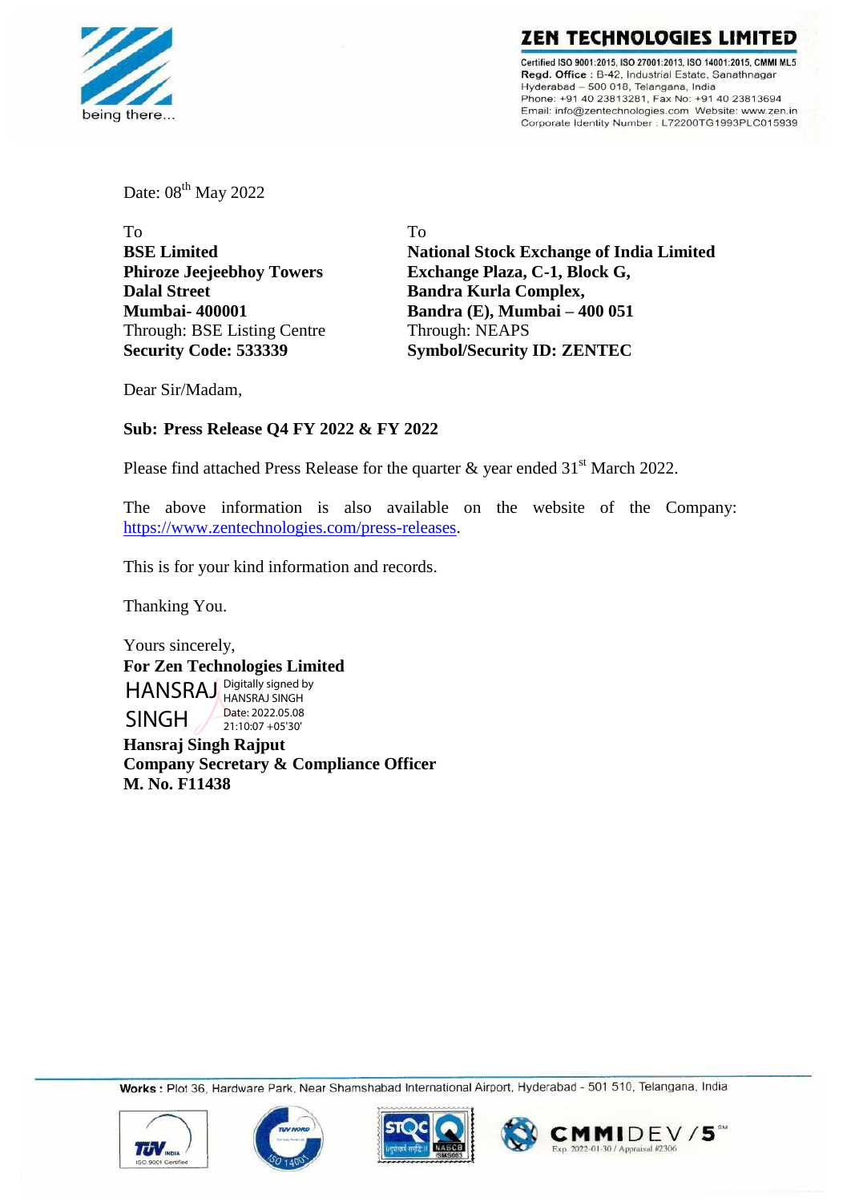**ZEN TECHNOLOGIES LIMITED**

Certified ISO 9001:2015, ISO 27001:2013, ISO 14001:2015, CMMI ML5
**Regd. Office** : B-42, Industrial Estate, Sanathnagar
Hyderabad – 500 018, Telangana, India
Phone: +91 40 23813281, Fax No: +91 40 23813694
Email: info@zentechnologies.com Website: www.zen.in
Corporate Identity Number : L72200TG1993PLC015939

Date: 08th May 2022

To
**BSE Limited**
**Phiroze Jeejeebhoy Towers**
**Dalal Street**
**Mumbai- 400001**
Through: BSE Listing Centre
**Security Code: 533339**

To
**National Stock Exchange of India Limited**
**Exchange Plaza, C-1, Block G,**
**Bandra Kurla Complex,**
**Bandra (E), Mumbai – 400 051**
Through: NEAPS
**Symbol/Security ID: ZENTEC**

Dear Sir/Madam,

**Sub: Press Release Q4 FY 2022 & FY 2022**

Please find attached Press Release for the quarter & year ended 31st March 2022.

The above information is also available on the website of the Company: https://www.zentechnologies.com/press-releases.

This is for your kind information and records.

Thanking You.

Yours sincerely,
**For Zen Technologies Limited**

HANSRAJ SINGH
Digitally signed by HANSRAJ SINGH
Date: 2022.05.08 21:10:07 +05'30'

**Hansraj Singh Rajput**
**Company Secretary & Compliance Officer**
**M. No. F11438**

**Works :** Plot 36, Hardware Park, Near Shamshabad International Airport, Hyderabad - 501 510, Telangana, India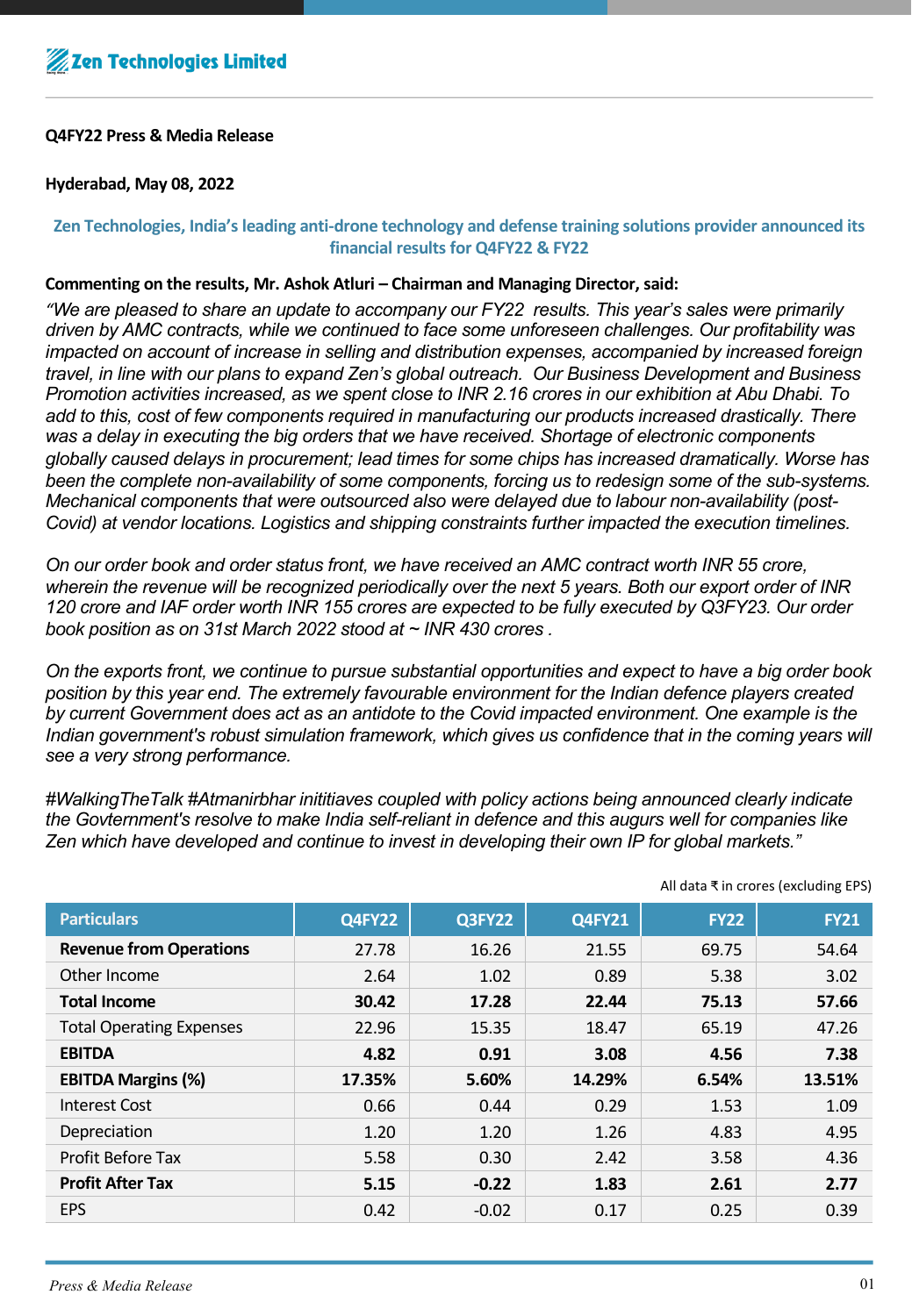**Zen Technologies Limited**

**Q4FY22 Press & Media Release**

**Hyderabad, May 08, 2022**

**Zen Technologies, India's leading anti-drone technology and defense training solutions provider announced its financial results for Q4FY22 & FY22**

**Commenting on the results, Mr. Ashok Atluri – Chairman and Managing Director, said:**

*"We are pleased to share an update to accompany our FY22 results. This year's sales were primarily driven by AMC contracts, while we continued to face some unforeseen challenges. Our profitability was impacted on account of increase in selling and distribution expenses, accompanied by increased foreign travel, in line with our plans to expand Zen's global outreach. Our Business Development and Business Promotion activities increased, as we spent close to INR 2.16 crores in our exhibition at Abu Dhabi. To add to this, cost of few components required in manufacturing our products increased drastically. There was a delay in executing the big orders that we have received. Shortage of electronic components globally caused delays in procurement; lead times for some chips has increased dramatically. Worse has been the complete non-availability of some components, forcing us to redesign some of the sub-systems. Mechanical components that were outsourced also were delayed due to labour non-availability (post-Covid) at vendor locations. Logistics and shipping constraints further impacted the execution timelines.*

*On our order book and order status front, we have received an AMC contract worth INR 55 crore, wherein the revenue will be recognized periodically over the next 5 years. Both our export order of INR 120 crore and IAF order worth INR 155 crores are expected to be fully executed by Q3FY23. Our order book position as on 31st March 2022 stood at ~ INR 430 crores .*

*On the exports front, we continue to pursue substantial opportunities and expect to have a big order book position by this year end. The extremely favourable environment for the Indian defence players created by current Government does act as an antidote to the Covid impacted environment. One example is the Indian government's robust simulation framework, which gives us confidence that in the coming years will see a very strong performance.*

*#WalkingTheTalk #Atmanirbhar inititiaves coupled with policy actions being announced clearly indicate the Govternment's resolve to make India self-reliant in defence and this augurs well for companies like Zen which have developed and continue to invest in developing their own IP for global markets."*

All data ₹ in crores (excluding EPS)

| Particulars | Q4FY22 | Q3FY22 | Q4FY21 | FY22 | FY21 |
|---|---|---|---|---|---|
| **Revenue from Operations** | 27.78 | 16.26 | 21.55 | 69.75 | 54.64 |
| Other Income | 2.64 | 1.02 | 0.89 | 5.38 | 3.02 |
| **Total Income** | **30.42** | **17.28** | **22.44** | **75.13** | **57.66** |
| Total Operating Expenses | 22.96 | 15.35 | 18.47 | 65.19 | 47.26 |
| **EBITDA** | **4.82** | **0.91** | **3.08** | **4.56** | **7.38** |
| **EBITDA Margins (%)** | **17.35%** | **5.60%** | **14.29%** | **6.54%** | **13.51%** |
| Interest Cost | 0.66 | 0.44 | 0.29 | 1.53 | 1.09 |
| Depreciation | 1.20 | 1.20 | 1.26 | 4.83 | 4.95 |
| Profit Before Tax | 5.58 | 0.30 | 2.42 | 3.58 | 4.36 |
| **Profit After Tax** | **5.15** | **-0.22** | **1.83** | **2.61** | **2.77** |
| EPS | 0.42 | -0.02 | 0.17 | 0.25 | 0.39 |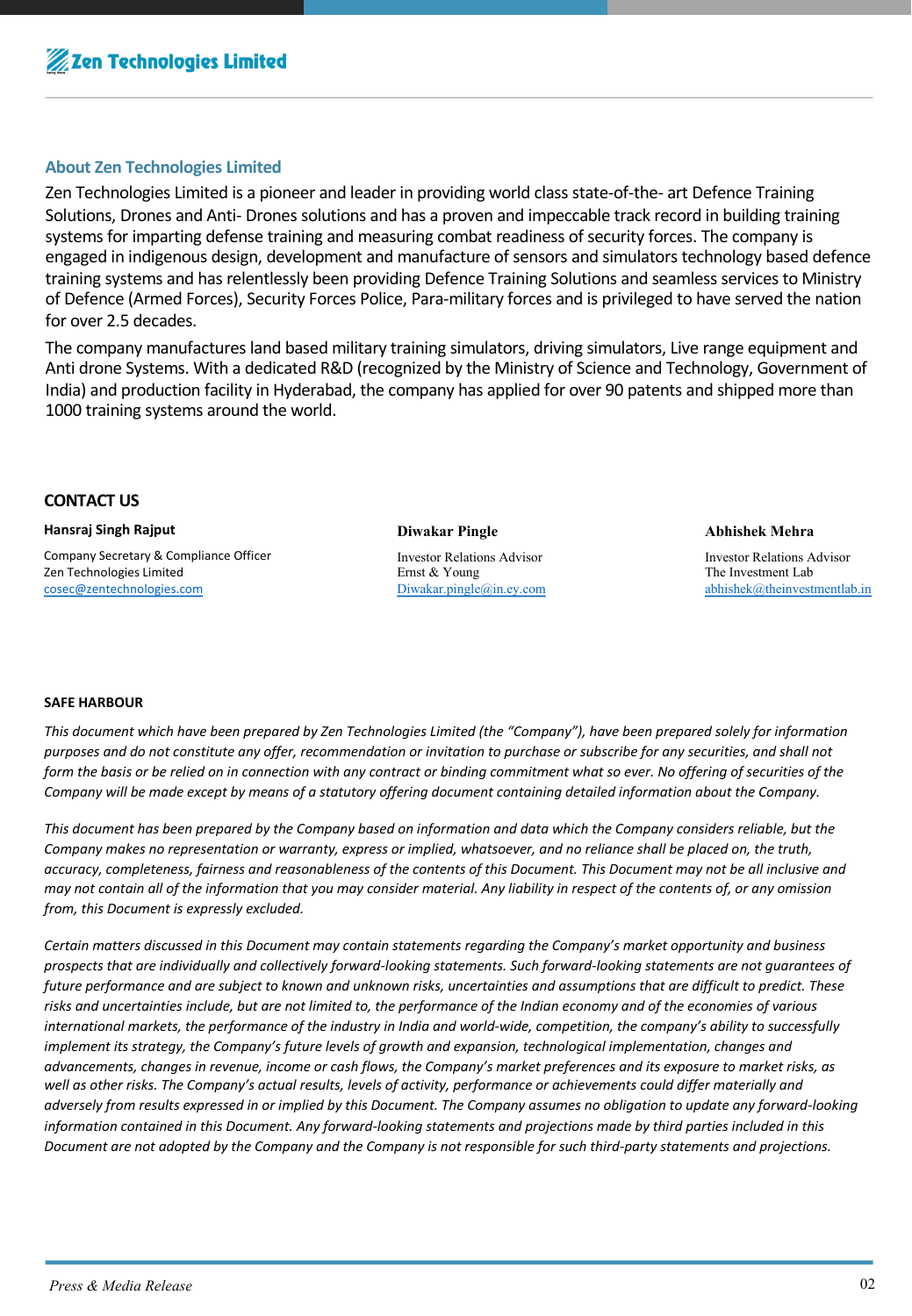## About Zen Technologies Limited

Zen Technologies Limited is a pioneer and leader in providing world class state-of-the- art Defence Training Solutions, Drones and Anti- Drones solutions and has a proven and impeccable track record in building training systems for imparting defense training and measuring combat readiness of security forces. The company is engaged in indigenous design, development and manufacture of sensors and simulators technology based defence training systems and has relentlessly been providing Defence Training Solutions and seamless services to Ministry of Defence (Armed Forces), Security Forces Police, Para-military forces and is privileged to have served the nation for over 2.5 decades.

The company manufactures land based military training simulators, driving simulators, Live range equipment and Anti drone Systems. With a dedicated R&D (recognized by the Ministry of Science and Technology, Government of India) and production facility in Hyderabad, the company has applied for over 90 patents and shipped more than 1000 training systems around the world.

## CONTACT US

**Hansraj Singh Rajput**

Company Secretary & Compliance Officer
Zen Technologies Limited
cosec@zentechnologies.com

**Diwakar Pingle**

Investor Relations Advisor
Ernst & Young
Diwakar.pingle@in.ey.com

**Abhishek Mehra**

Investor Relations Advisor
The Investment Lab
abhishek@theinvestmentlab.in

**SAFE HARBOUR**

*This document which have been prepared by Zen Technologies Limited (the "Company"), have been prepared solely for information purposes and do not constitute any offer, recommendation or invitation to purchase or subscribe for any securities, and shall not form the basis or be relied on in connection with any contract or binding commitment what so ever. No offering of securities of the Company will be made except by means of a statutory offering document containing detailed information about the Company.*

*This document has been prepared by the Company based on information and data which the Company considers reliable, but the Company makes no representation or warranty, express or implied, whatsoever, and no reliance shall be placed on, the truth, accuracy, completeness, fairness and reasonableness of the contents of this Document. This Document may not be all inclusive and may not contain all of the information that you may consider material. Any liability in respect of the contents of, or any omission from, this Document is expressly excluded.*

*Certain matters discussed in this Document may contain statements regarding the Company's market opportunity and business prospects that are individually and collectively forward-looking statements. Such forward-looking statements are not guarantees of future performance and are subject to known and unknown risks, uncertainties and assumptions that are difficult to predict. These risks and uncertainties include, but are not limited to, the performance of the Indian economy and of the economies of various international markets, the performance of the industry in India and world-wide, competition, the company's ability to successfully implement its strategy, the Company's future levels of growth and expansion, technological implementation, changes and advancements, changes in revenue, income or cash flows, the Company's market preferences and its exposure to market risks, as well as other risks. The Company's actual results, levels of activity, performance or achievements could differ materially and adversely from results expressed in or implied by this Document. The Company assumes no obligation to update any forward-looking information contained in this Document. Any forward-looking statements and projections made by third parties included in this Document are not adopted by the Company and the Company is not responsible for such third-party statements and projections.*